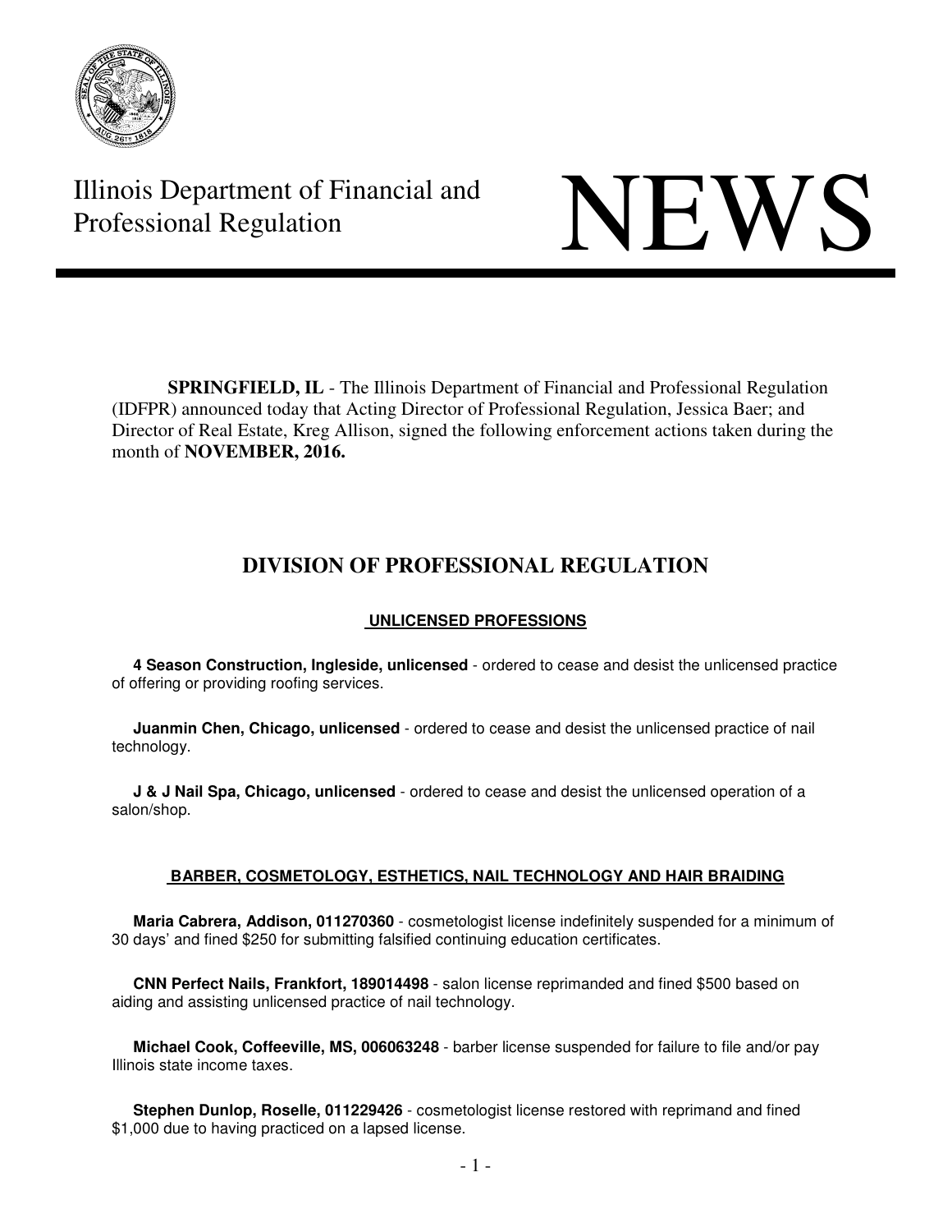Illinois Department of Financial and Professional Regulation

# NEWS

**SPRINGFIELD, IL** - The Illinois Department of Financial and Professional Regulation (IDFPR) announced today that Acting Director of Professional Regulation, Jessica Baer; and Director of Real Estate, Kreg Allison, signed the following enforcement actions taken during the month of **NOVEMBER, 2016.**

## DIVISION OF PROFESSIONAL REGULATION

### UNLICENSED PROFESSIONS

**4 Season Construction, Ingleside, unlicensed** - ordered to cease and desist the unlicensed practice of offering or providing roofing services.

**Juanmin Chen, Chicago, unlicensed** - ordered to cease and desist the unlicensed practice of nail technology.

**J & J Nail Spa, Chicago, unlicensed** - ordered to cease and desist the unlicensed operation of a salon/shop.

### BARBER, COSMETOLOGY, ESTHETICS, NAIL TECHNOLOGY AND HAIR BRAIDING

**Maria Cabrera, Addison, 011270360** - cosmetologist license indefinitely suspended for a minimum of 30 days' and fined $250 for submitting falsified continuing education certificates.

**CNN Perfect Nails, Frankfort, 189014498** - salon license reprimanded and fined $500 based on aiding and assisting unlicensed practice of nail technology.

**Michael Cook, Coffeeville, MS, 006063248** - barber license suspended for failure to file and/or pay Illinois state income taxes.

**Stephen Dunlop, Roselle, 011229426** - cosmetologist license restored with reprimand and fined $1,000 due to having practiced on a lapsed license.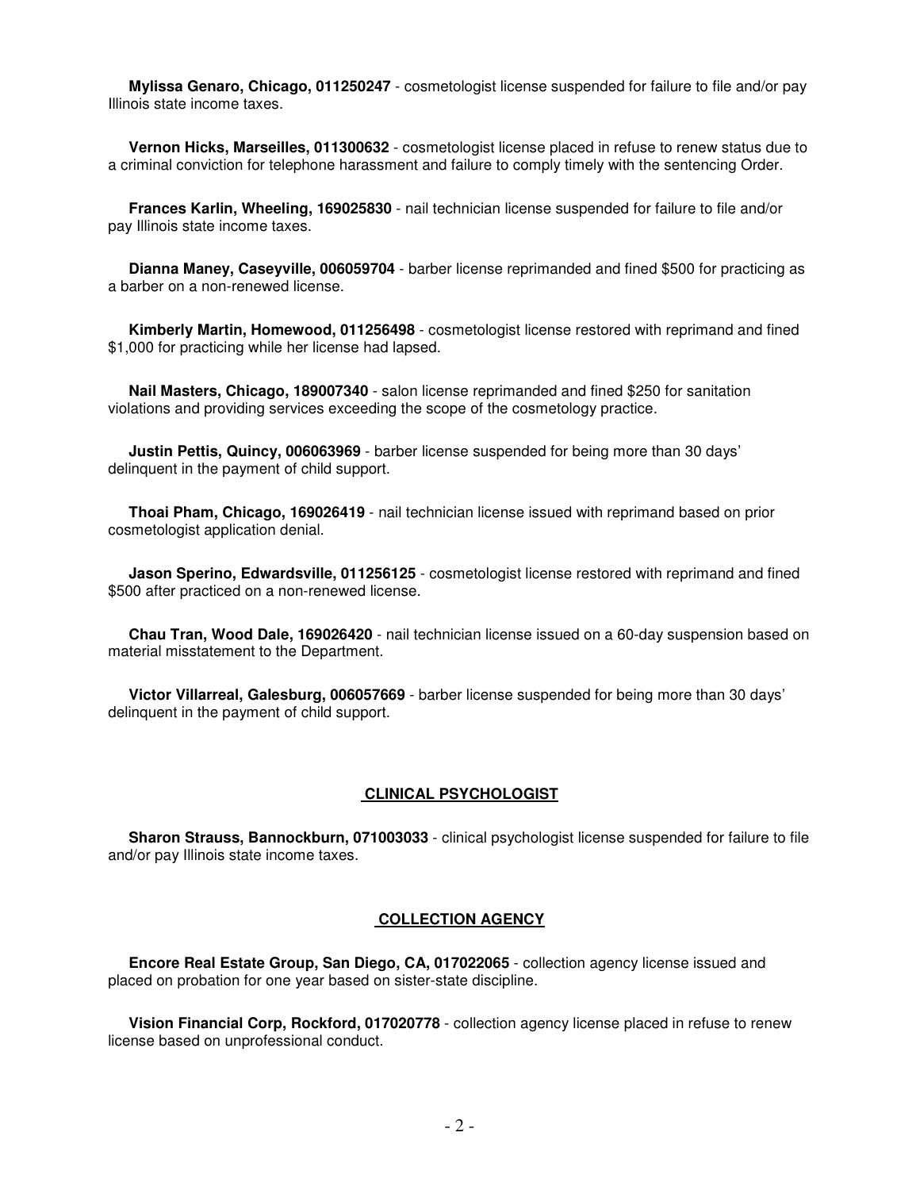**Mylissa Genaro, Chicago, 011250247** - cosmetologist license suspended for failure to file and/or pay Illinois state income taxes.

**Vernon Hicks, Marseilles, 011300632** - cosmetologist license placed in refuse to renew status due to a criminal conviction for telephone harassment and failure to comply timely with the sentencing Order.

**Frances Karlin, Wheeling, 169025830** - nail technician license suspended for failure to file and/or pay Illinois state income taxes.

**Dianna Maney, Caseyville, 006059704** - barber license reprimanded and fined $500 for practicing as a barber on a non-renewed license.

**Kimberly Martin, Homewood, 011256498** - cosmetologist license restored with reprimand and fined $1,000 for practicing while her license had lapsed.

**Nail Masters, Chicago, 189007340** - salon license reprimanded and fined $250 for sanitation violations and providing services exceeding the scope of the cosmetology practice.

**Justin Pettis, Quincy, 006063969** - barber license suspended for being more than 30 days' delinquent in the payment of child support.

**Thoai Pham, Chicago, 169026419** - nail technician license issued with reprimand based on prior cosmetologist application denial.

**Jason Sperino, Edwardsville, 011256125** - cosmetologist license restored with reprimand and fined $500 after practiced on a non-renewed license.

**Chau Tran, Wood Dale, 169026420** - nail technician license issued on a 60-day suspension based on material misstatement to the Department.

**Victor Villarreal, Galesburg, 006057669** - barber license suspended for being more than 30 days' delinquent in the payment of child support.

## CLINICAL PSYCHOLOGIST

**Sharon Strauss, Bannockburn, 071003033** - clinical psychologist license suspended for failure to file and/or pay Illinois state income taxes.

## COLLECTION AGENCY

**Encore Real Estate Group, San Diego, CA, 017022065** - collection agency license issued and placed on probation for one year based on sister-state discipline.

**Vision Financial Corp, Rockford, 017020778** - collection agency license placed in refuse to renew license based on unprofessional conduct.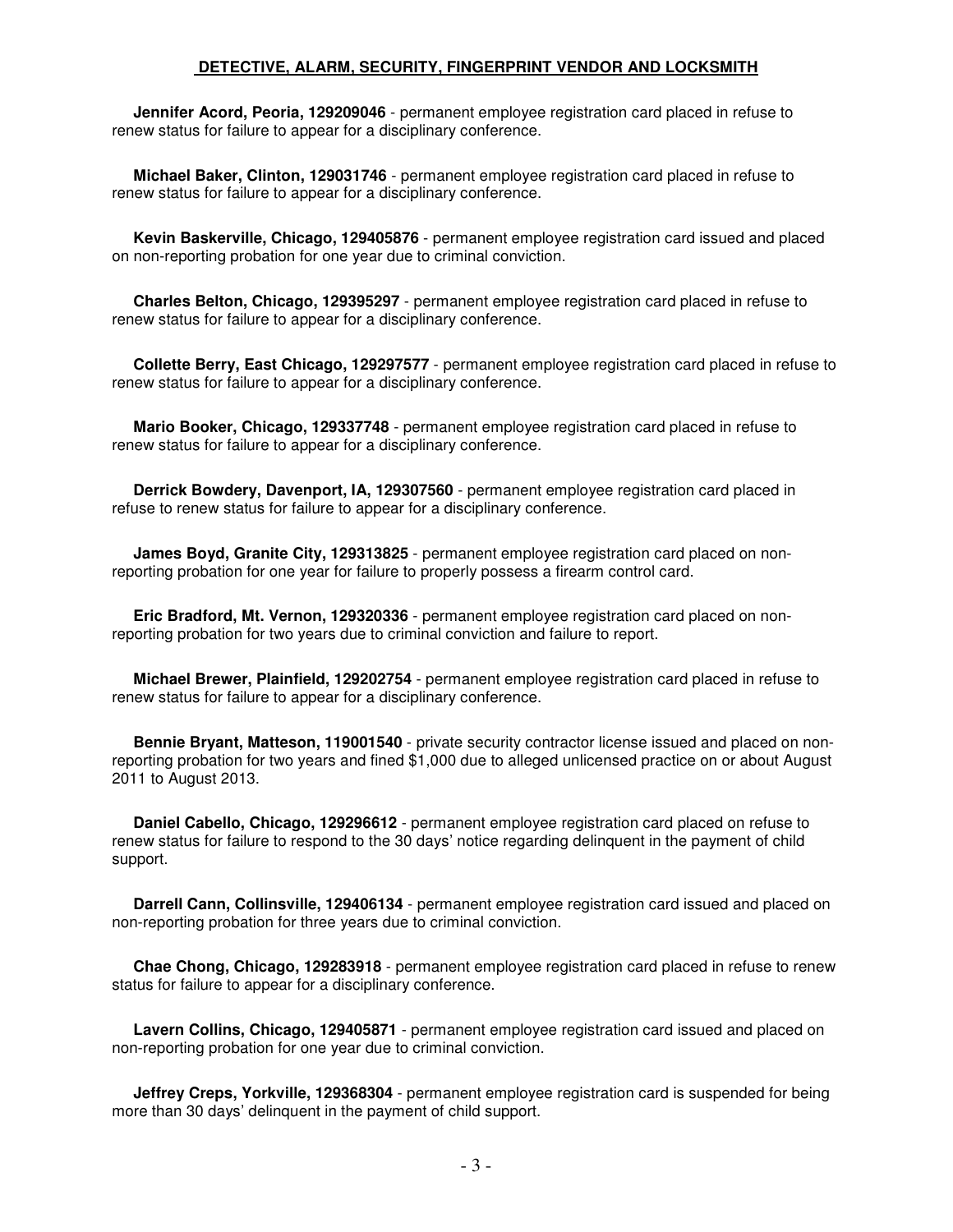## DETECTIVE, ALARM, SECURITY, FINGERPRINT VENDOR AND LOCKSMITH

**Jennifer Acord, Peoria, 129209046** - permanent employee registration card placed in refuse to renew status for failure to appear for a disciplinary conference.

**Michael Baker, Clinton, 129031746** - permanent employee registration card placed in refuse to renew status for failure to appear for a disciplinary conference.

**Kevin Baskerville, Chicago, 129405876** - permanent employee registration card issued and placed on non-reporting probation for one year due to criminal conviction.

**Charles Belton, Chicago, 129395297** - permanent employee registration card placed in refuse to renew status for failure to appear for a disciplinary conference.

**Collette Berry, East Chicago, 129297577** - permanent employee registration card placed in refuse to renew status for failure to appear for a disciplinary conference.

**Mario Booker, Chicago, 129337748** - permanent employee registration card placed in refuse to renew status for failure to appear for a disciplinary conference.

**Derrick Bowdery, Davenport, IA, 129307560** - permanent employee registration card placed in refuse to renew status for failure to appear for a disciplinary conference.

**James Boyd, Granite City, 129313825** - permanent employee registration card placed on non-reporting probation for one year for failure to properly possess a firearm control card.

**Eric Bradford, Mt. Vernon, 129320336** - permanent employee registration card placed on non-reporting probation for two years due to criminal conviction and failure to report.

**Michael Brewer, Plainfield, 129202754** - permanent employee registration card placed in refuse to renew status for failure to appear for a disciplinary conference.

**Bennie Bryant, Matteson, 119001540** - private security contractor license issued and placed on non-reporting probation for two years and fined $1,000 due to alleged unlicensed practice on or about August 2011 to August 2013.

**Daniel Cabello, Chicago, 129296612** - permanent employee registration card placed on refuse to renew status for failure to respond to the 30 days' notice regarding delinquent in the payment of child support.

**Darrell Cann, Collinsville, 129406134** - permanent employee registration card issued and placed on non-reporting probation for three years due to criminal conviction.

**Chae Chong, Chicago, 129283918** - permanent employee registration card placed in refuse to renew status for failure to appear for a disciplinary conference.

**Lavern Collins, Chicago, 129405871** - permanent employee registration card issued and placed on non-reporting probation for one year due to criminal conviction.

**Jeffrey Creps, Yorkville, 129368304** - permanent employee registration card is suspended for being more than 30 days' delinquent in the payment of child support.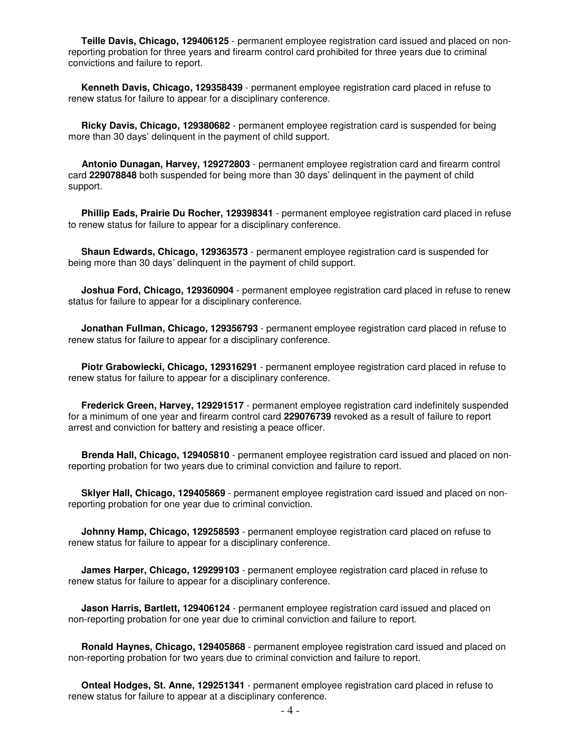**Teille Davis, Chicago, 129406125** - permanent employee registration card issued and placed on non-reporting probation for three years and firearm control card prohibited for three years due to criminal convictions and failure to report.

**Kenneth Davis, Chicago, 129358439** - permanent employee registration card placed in refuse to renew status for failure to appear for a disciplinary conference.

**Ricky Davis, Chicago, 129380682** - permanent employee registration card is suspended for being more than 30 days' delinquent in the payment of child support.

**Antonio Dunagan, Harvey, 129272803** - permanent employee registration card and firearm control card **229078848** both suspended for being more than 30 days' delinquent in the payment of child support.

**Phillip Eads, Prairie Du Rocher, 129398341** - permanent employee registration card placed in refuse to renew status for failure to appear for a disciplinary conference.

**Shaun Edwards, Chicago, 129363573** - permanent employee registration card is suspended for being more than 30 days' delinquent in the payment of child support.

**Joshua Ford, Chicago, 129360904** - permanent employee registration card placed in refuse to renew status for failure to appear for a disciplinary conference.

**Jonathan Fullman, Chicago, 129356793** - permanent employee registration card placed in refuse to renew status for failure to appear for a disciplinary conference.

**Piotr Grabowiecki, Chicago, 129316291** - permanent employee registration card placed in refuse to renew status for failure to appear for a disciplinary conference.

**Frederick Green, Harvey, 129291517** - permanent employee registration card indefinitely suspended for a minimum of one year and firearm control card **229076739** revoked as a result of failure to report arrest and conviction for battery and resisting a peace officer.

**Brenda Hall, Chicago, 129405810** - permanent employee registration card issued and placed on non-reporting probation for two years due to criminal conviction and failure to report.

**Sklyer Hall, Chicago, 129405869** - permanent employee registration card issued and placed on non-reporting probation for one year due to criminal conviction.

**Johnny Hamp, Chicago, 129258593** - permanent employee registration card placed on refuse to renew status for failure to appear for a disciplinary conference.

**James Harper, Chicago, 129299103** - permanent employee registration card placed in refuse to renew status for failure to appear for a disciplinary conference.

**Jason Harris, Bartlett, 129406124** - permanent employee registration card issued and placed on non-reporting probation for one year due to criminal conviction and failure to report.

**Ronald Haynes, Chicago, 129405868** - permanent employee registration card issued and placed on non-reporting probation for two years due to criminal conviction and failure to report.

**Onteal Hodges, St. Anne, 129251341** - permanent employee registration card placed in refuse to renew status for failure to appear at a disciplinary conference.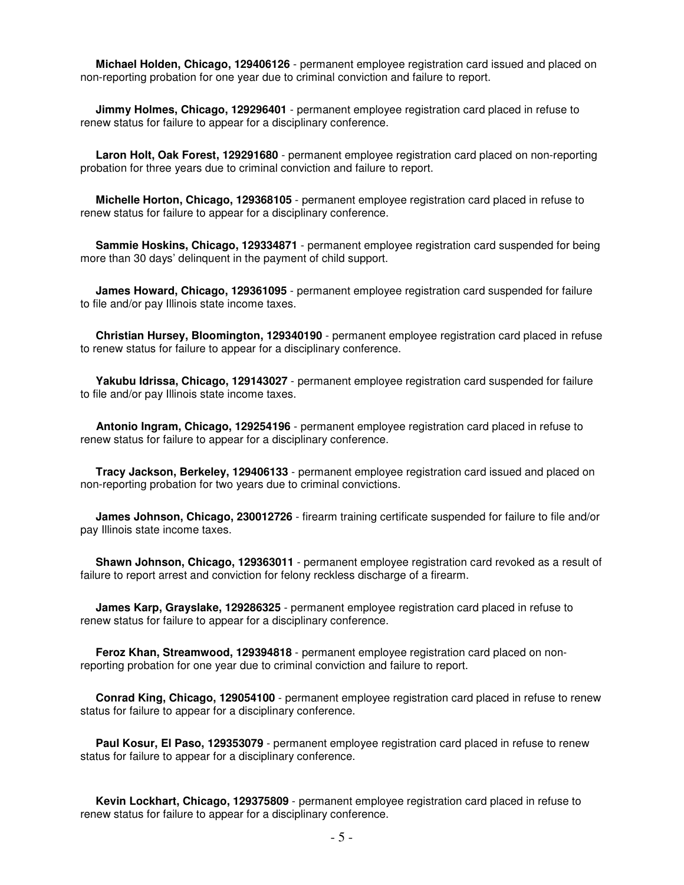**Michael Holden, Chicago, 129406126** - permanent employee registration card issued and placed on non-reporting probation for one year due to criminal conviction and failure to report.

**Jimmy Holmes, Chicago, 129296401** - permanent employee registration card placed in refuse to renew status for failure to appear for a disciplinary conference.

**Laron Holt, Oak Forest, 129291680** - permanent employee registration card placed on non-reporting probation for three years due to criminal conviction and failure to report.

**Michelle Horton, Chicago, 129368105** - permanent employee registration card placed in refuse to renew status for failure to appear for a disciplinary conference.

**Sammie Hoskins, Chicago, 129334871** - permanent employee registration card suspended for being more than 30 days' delinquent in the payment of child support.

**James Howard, Chicago, 129361095** - permanent employee registration card suspended for failure to file and/or pay Illinois state income taxes.

**Christian Hursey, Bloomington, 129340190** - permanent employee registration card placed in refuse to renew status for failure to appear for a disciplinary conference.

**Yakubu Idrissa, Chicago, 129143027** - permanent employee registration card suspended for failure to file and/or pay Illinois state income taxes.

**Antonio Ingram, Chicago, 129254196** - permanent employee registration card placed in refuse to renew status for failure to appear for a disciplinary conference.

**Tracy Jackson, Berkeley, 129406133** - permanent employee registration card issued and placed on non-reporting probation for two years due to criminal convictions.

**James Johnson, Chicago, 230012726** - firearm training certificate suspended for failure to file and/or pay Illinois state income taxes.

**Shawn Johnson, Chicago, 129363011** - permanent employee registration card revoked as a result of failure to report arrest and conviction for felony reckless discharge of a firearm.

**James Karp, Grayslake, 129286325** - permanent employee registration card placed in refuse to renew status for failure to appear for a disciplinary conference.

**Feroz Khan, Streamwood, 129394818** - permanent employee registration card placed on non-reporting probation for one year due to criminal conviction and failure to report.

**Conrad King, Chicago, 129054100** - permanent employee registration card placed in refuse to renew status for failure to appear for a disciplinary conference.

**Paul Kosur, El Paso, 129353079** - permanent employee registration card placed in refuse to renew status for failure to appear for a disciplinary conference.

**Kevin Lockhart, Chicago, 129375809** - permanent employee registration card placed in refuse to renew status for failure to appear for a disciplinary conference.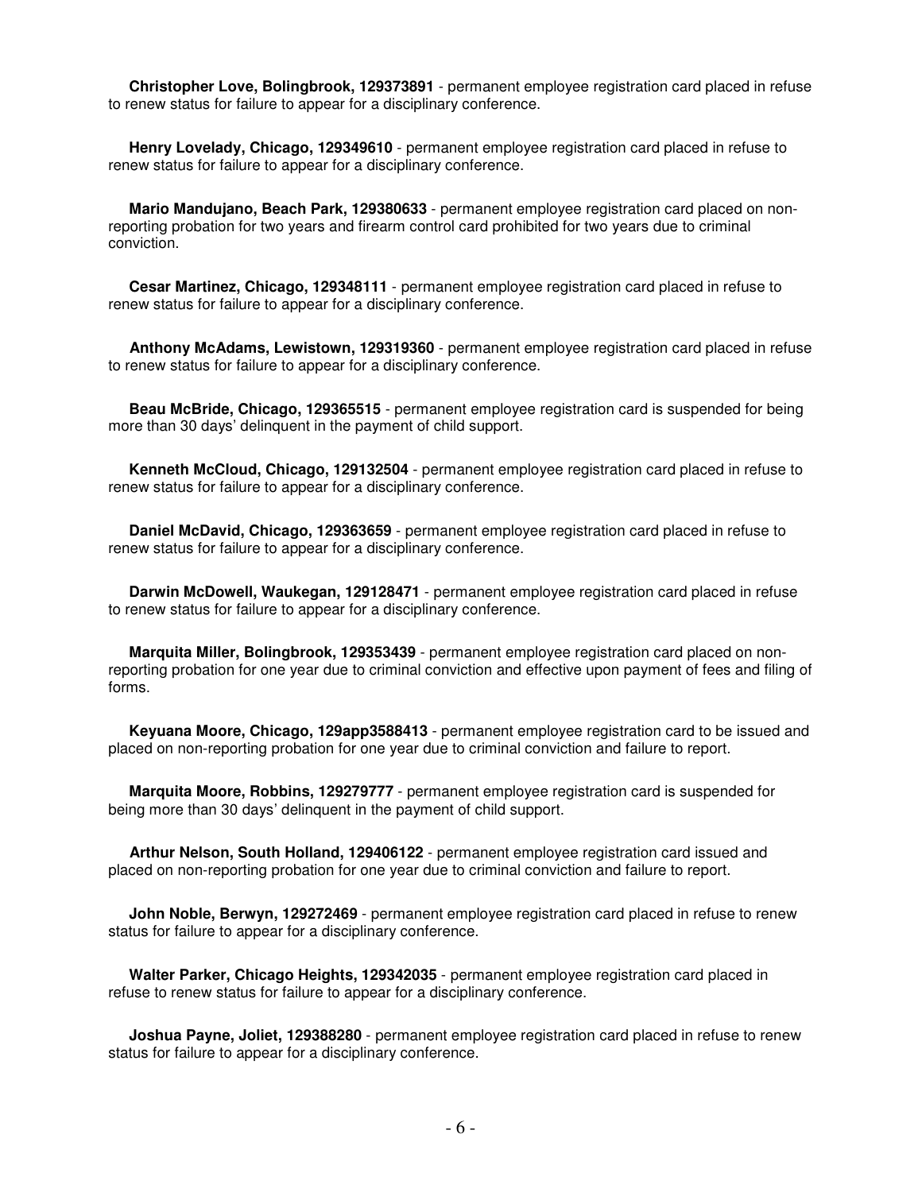**Christopher Love, Bolingbrook, 129373891** - permanent employee registration card placed in refuse to renew status for failure to appear for a disciplinary conference.

**Henry Lovelady, Chicago, 129349610** - permanent employee registration card placed in refuse to renew status for failure to appear for a disciplinary conference.

**Mario Mandujano, Beach Park, 129380633** - permanent employee registration card placed on non-reporting probation for two years and firearm control card prohibited for two years due to criminal conviction.

**Cesar Martinez, Chicago, 129348111** - permanent employee registration card placed in refuse to renew status for failure to appear for a disciplinary conference.

**Anthony McAdams, Lewistown, 129319360** - permanent employee registration card placed in refuse to renew status for failure to appear for a disciplinary conference.

**Beau McBride, Chicago, 129365515** - permanent employee registration card is suspended for being more than 30 days' delinquent in the payment of child support.

**Kenneth McCloud, Chicago, 129132504** - permanent employee registration card placed in refuse to renew status for failure to appear for a disciplinary conference.

**Daniel McDavid, Chicago, 129363659** - permanent employee registration card placed in refuse to renew status for failure to appear for a disciplinary conference.

**Darwin McDowell, Waukegan, 129128471** - permanent employee registration card placed in refuse to renew status for failure to appear for a disciplinary conference.

**Marquita Miller, Bolingbrook, 129353439** - permanent employee registration card placed on non-reporting probation for one year due to criminal conviction and effective upon payment of fees and filing of forms.

**Keyuana Moore, Chicago, 129app3588413** - permanent employee registration card to be issued and placed on non-reporting probation for one year due to criminal conviction and failure to report.

**Marquita Moore, Robbins, 129279777** - permanent employee registration card is suspended for being more than 30 days' delinquent in the payment of child support.

**Arthur Nelson, South Holland, 129406122** - permanent employee registration card issued and placed on non-reporting probation for one year due to criminal conviction and failure to report.

**John Noble, Berwyn, 129272469** - permanent employee registration card placed in refuse to renew status for failure to appear for a disciplinary conference.

**Walter Parker, Chicago Heights, 129342035** - permanent employee registration card placed in refuse to renew status for failure to appear for a disciplinary conference.

**Joshua Payne, Joliet, 129388280** - permanent employee registration card placed in refuse to renew status for failure to appear for a disciplinary conference.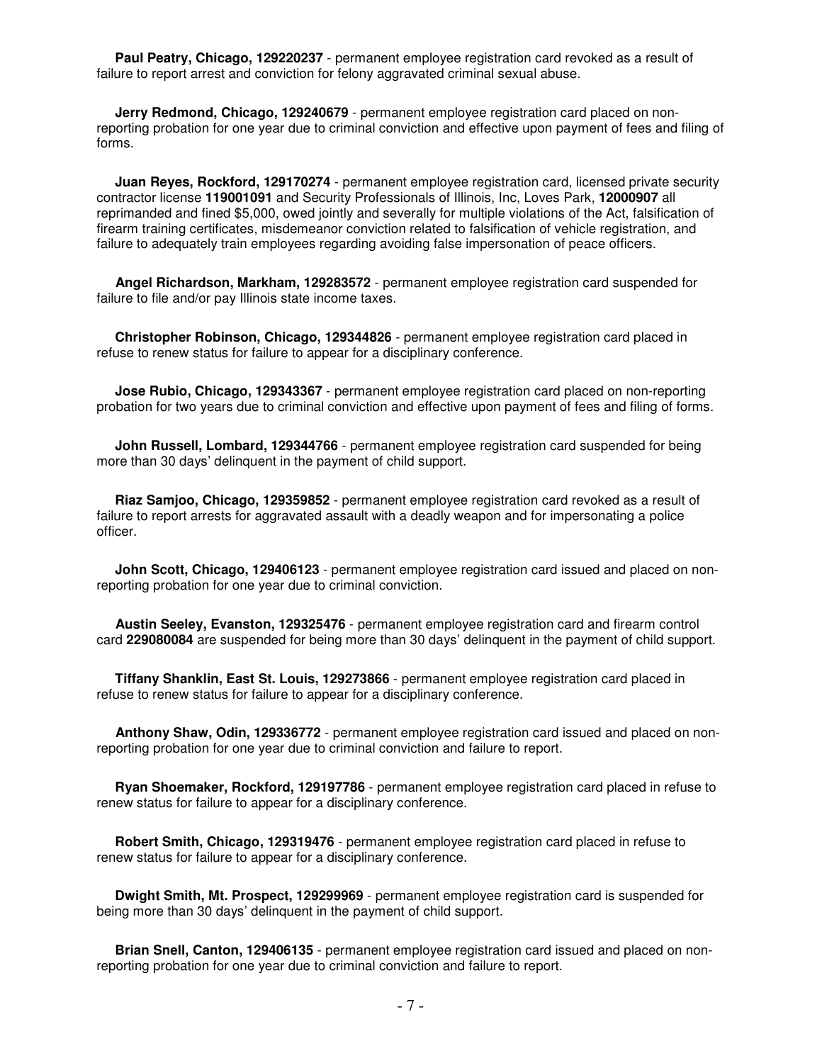**Paul Peatry, Chicago, 129220237** - permanent employee registration card revoked as a result of failure to report arrest and conviction for felony aggravated criminal sexual abuse.

**Jerry Redmond, Chicago, 129240679** - permanent employee registration card placed on non-reporting probation for one year due to criminal conviction and effective upon payment of fees and filing of forms.

**Juan Reyes, Rockford, 129170274** - permanent employee registration card, licensed private security contractor license **119001091** and Security Professionals of Illinois, Inc, Loves Park, **12000907** all reprimanded and fined $5,000, owed jointly and severally for multiple violations of the Act, falsification of firearm training certificates, misdemeanor conviction related to falsification of vehicle registration, and failure to adequately train employees regarding avoiding false impersonation of peace officers.

**Angel Richardson, Markham, 129283572** - permanent employee registration card suspended for failure to file and/or pay Illinois state income taxes.

**Christopher Robinson, Chicago, 129344826** - permanent employee registration card placed in refuse to renew status for failure to appear for a disciplinary conference.

**Jose Rubio, Chicago, 129343367** - permanent employee registration card placed on non-reporting probation for two years due to criminal conviction and effective upon payment of fees and filing of forms.

**John Russell, Lombard, 129344766** - permanent employee registration card suspended for being more than 30 days' delinquent in the payment of child support.

**Riaz Samjoo, Chicago, 129359852** - permanent employee registration card revoked as a result of failure to report arrests for aggravated assault with a deadly weapon and for impersonating a police officer.

**John Scott, Chicago, 129406123** - permanent employee registration card issued and placed on non-reporting probation for one year due to criminal conviction.

**Austin Seeley, Evanston, 129325476** - permanent employee registration card and firearm control card **229080084** are suspended for being more than 30 days' delinquent in the payment of child support.

**Tiffany Shanklin, East St. Louis, 129273866** - permanent employee registration card placed in refuse to renew status for failure to appear for a disciplinary conference.

**Anthony Shaw, Odin, 129336772** - permanent employee registration card issued and placed on non-reporting probation for one year due to criminal conviction and failure to report.

**Ryan Shoemaker, Rockford, 129197786** - permanent employee registration card placed in refuse to renew status for failure to appear for a disciplinary conference.

**Robert Smith, Chicago, 129319476** - permanent employee registration card placed in refuse to renew status for failure to appear for a disciplinary conference.

**Dwight Smith, Mt. Prospect, 129299969** - permanent employee registration card is suspended for being more than 30 days' delinquent in the payment of child support.

**Brian Snell, Canton, 129406135** - permanent employee registration card issued and placed on non-reporting probation for one year due to criminal conviction and failure to report.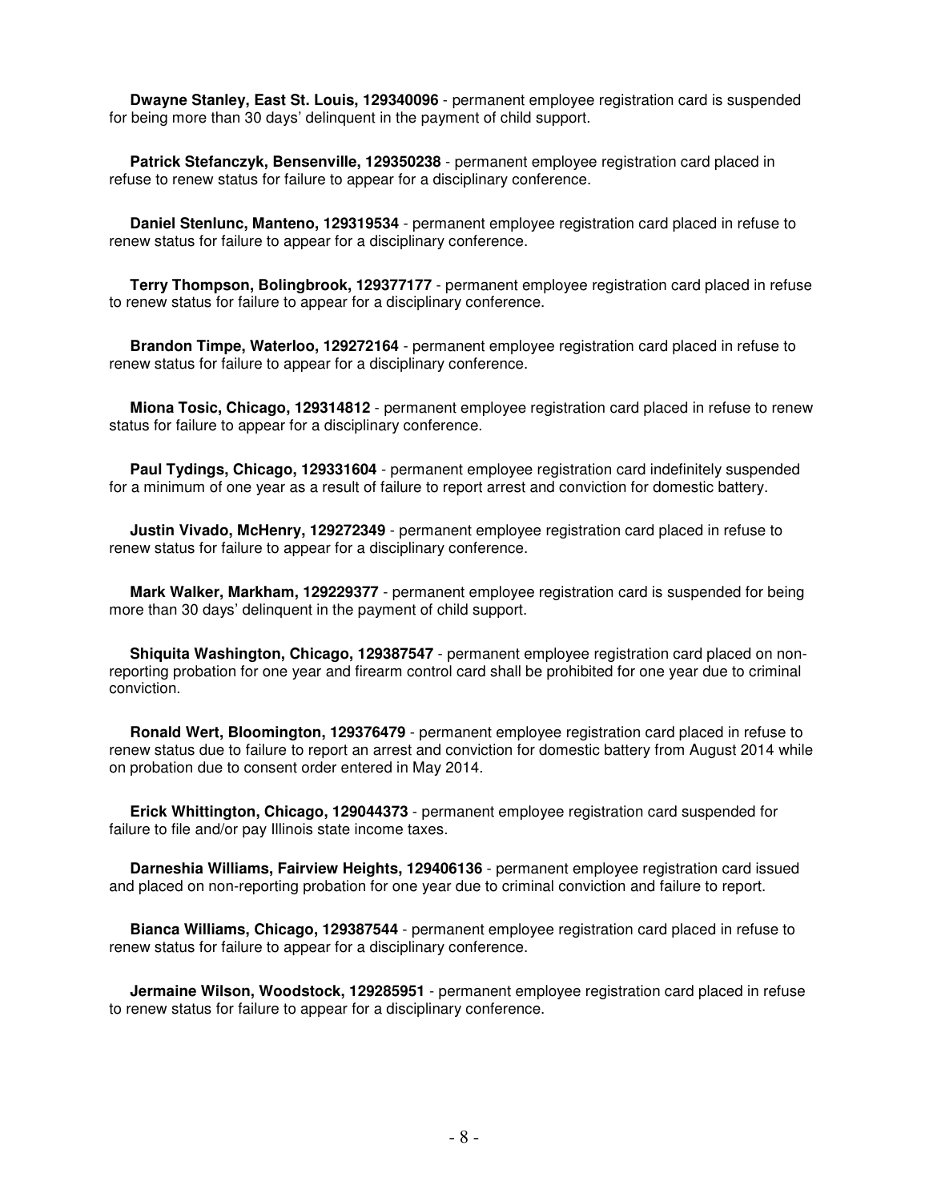**Dwayne Stanley, East St. Louis, 129340096** - permanent employee registration card is suspended for being more than 30 days' delinquent in the payment of child support.

**Patrick Stefanczyk, Bensenville, 129350238** - permanent employee registration card placed in refuse to renew status for failure to appear for a disciplinary conference.

**Daniel Stenlunc, Manteno, 129319534** - permanent employee registration card placed in refuse to renew status for failure to appear for a disciplinary conference.

**Terry Thompson, Bolingbrook, 129377177** - permanent employee registration card placed in refuse to renew status for failure to appear for a disciplinary conference.

**Brandon Timpe, Waterloo, 129272164** - permanent employee registration card placed in refuse to renew status for failure to appear for a disciplinary conference.

**Miona Tosic, Chicago, 129314812** - permanent employee registration card placed in refuse to renew status for failure to appear for a disciplinary conference.

**Paul Tydings, Chicago, 129331604** - permanent employee registration card indefinitely suspended for a minimum of one year as a result of failure to report arrest and conviction for domestic battery.

**Justin Vivado, McHenry, 129272349** - permanent employee registration card placed in refuse to renew status for failure to appear for a disciplinary conference.

**Mark Walker, Markham, 129229377** - permanent employee registration card is suspended for being more than 30 days' delinquent in the payment of child support.

**Shiquita Washington, Chicago, 129387547** - permanent employee registration card placed on non-reporting probation for one year and firearm control card shall be prohibited for one year due to criminal conviction.

**Ronald Wert, Bloomington, 129376479** - permanent employee registration card placed in refuse to renew status due to failure to report an arrest and conviction for domestic battery from August 2014 while on probation due to consent order entered in May 2014.

**Erick Whittington, Chicago, 129044373** - permanent employee registration card suspended for failure to file and/or pay Illinois state income taxes.

**Darneshia Williams, Fairview Heights, 129406136** - permanent employee registration card issued and placed on non-reporting probation for one year due to criminal conviction and failure to report.

**Bianca Williams, Chicago, 129387544** - permanent employee registration card placed in refuse to renew status for failure to appear for a disciplinary conference.

**Jermaine Wilson, Woodstock, 129285951** - permanent employee registration card placed in refuse to renew status for failure to appear for a disciplinary conference.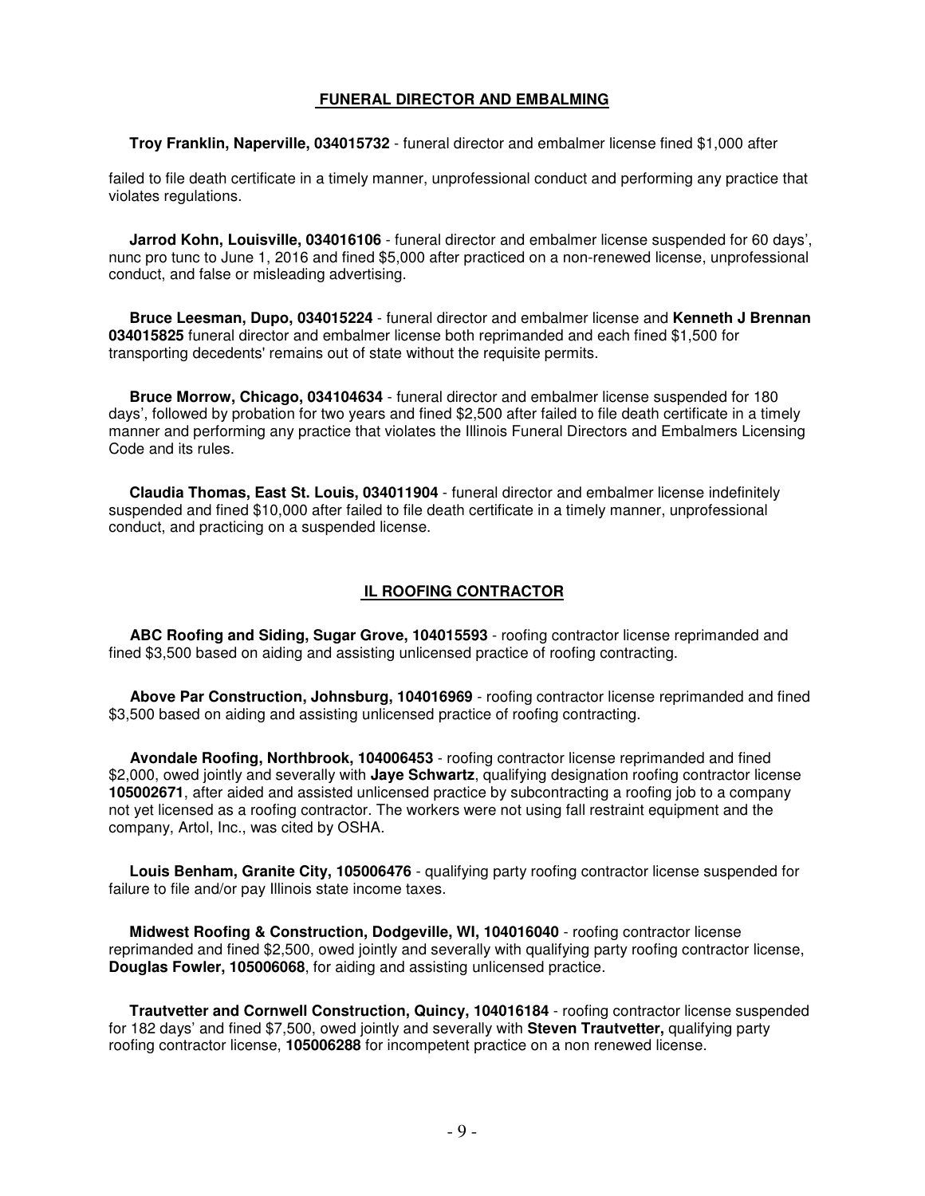## FUNERAL DIRECTOR AND EMBALMING

**Troy Franklin, Naperville, 034015732** - funeral director and embalmer license fined $1,000 after

failed to file death certificate in a timely manner, unprofessional conduct and performing any practice that violates regulations.

**Jarrod Kohn, Louisville, 034016106** - funeral director and embalmer license suspended for 60 days', nunc pro tunc to June 1, 2016 and fined $5,000 after practiced on a non-renewed license, unprofessional conduct, and false or misleading advertising.

**Bruce Leesman, Dupo, 034015224** - funeral director and embalmer license and **Kenneth J Brennan 034015825** funeral director and embalmer license both reprimanded and each fined $1,500 for transporting decedents' remains out of state without the requisite permits.

**Bruce Morrow, Chicago, 034104634** - funeral director and embalmer license suspended for 180 days', followed by probation for two years and fined $2,500 after failed to file death certificate in a timely manner and performing any practice that violates the Illinois Funeral Directors and Embalmers Licensing Code and its rules.

**Claudia Thomas, East St. Louis, 034011904** - funeral director and embalmer license indefinitely suspended and fined $10,000 after failed to file death certificate in a timely manner, unprofessional conduct, and practicing on a suspended license.

## IL ROOFING CONTRACTOR

**ABC Roofing and Siding, Sugar Grove, 104015593** - roofing contractor license reprimanded and fined $3,500 based on aiding and assisting unlicensed practice of roofing contracting.

**Above Par Construction, Johnsburg, 104016969** - roofing contractor license reprimanded and fined $3,500 based on aiding and assisting unlicensed practice of roofing contracting.

**Avondale Roofing, Northbrook, 104006453** - roofing contractor license reprimanded and fined $2,000, owed jointly and severally with **Jaye Schwartz**, qualifying designation roofing contractor license **105002671**, after aided and assisted unlicensed practice by subcontracting a roofing job to a company not yet licensed as a roofing contractor. The workers were not using fall restraint equipment and the company, Artol, Inc., was cited by OSHA.

**Louis Benham, Granite City, 105006476** - qualifying party roofing contractor license suspended for failure to file and/or pay Illinois state income taxes.

**Midwest Roofing & Construction, Dodgeville, WI, 104016040** - roofing contractor license reprimanded and fined $2,500, owed jointly and severally with qualifying party roofing contractor license, **Douglas Fowler, 105006068**, for aiding and assisting unlicensed practice.

**Trautvetter and Cornwell Construction, Quincy, 104016184** - roofing contractor license suspended for 182 days' and fined $7,500, owed jointly and severally with **Steven Trautvetter,** qualifying party roofing contractor license, **105006288** for incompetent practice on a non renewed license.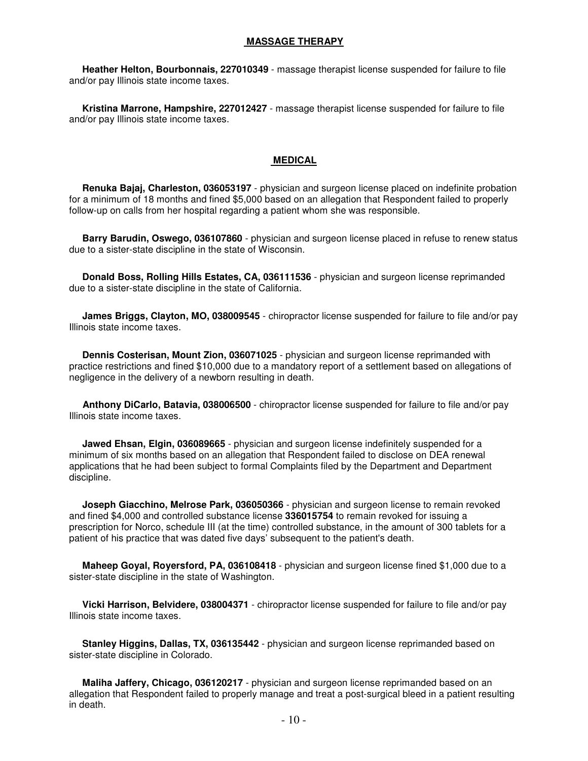## MASSAGE THERAPY

**Heather Helton, Bourbonnais, 227010349** - massage therapist license suspended for failure to file and/or pay Illinois state income taxes.

**Kristina Marrone, Hampshire, 227012427** - massage therapist license suspended for failure to file and/or pay Illinois state income taxes.

## MEDICAL

**Renuka Bajaj, Charleston, 036053197** - physician and surgeon license placed on indefinite probation for a minimum of 18 months and fined $5,000 based on an allegation that Respondent failed to properly follow-up on calls from her hospital regarding a patient whom she was responsible.

**Barry Barudin, Oswego, 036107860** - physician and surgeon license placed in refuse to renew status due to a sister-state discipline in the state of Wisconsin.

**Donald Boss, Rolling Hills Estates, CA, 036111536** - physician and surgeon license reprimanded due to a sister-state discipline in the state of California.

**James Briggs, Clayton, MO, 038009545** - chiropractor license suspended for failure to file and/or pay Illinois state income taxes.

**Dennis Costerisan, Mount Zion, 036071025** - physician and surgeon license reprimanded with practice restrictions and fined $10,000 due to a mandatory report of a settlement based on allegations of negligence in the delivery of a newborn resulting in death.

**Anthony DiCarlo, Batavia, 038006500** - chiropractor license suspended for failure to file and/or pay Illinois state income taxes.

**Jawed Ehsan, Elgin, 036089665** - physician and surgeon license indefinitely suspended for a minimum of six months based on an allegation that Respondent failed to disclose on DEA renewal applications that he had been subject to formal Complaints filed by the Department and Department discipline.

**Joseph Giacchino, Melrose Park, 036050366** - physician and surgeon license to remain revoked and fined $4,000 and controlled substance license **336015754** to remain revoked for issuing a prescription for Norco, schedule III (at the time) controlled substance, in the amount of 300 tablets for a patient of his practice that was dated five days' subsequent to the patient's death.

**Maheep Goyal, Royersford, PA, 036108418** - physician and surgeon license fined $1,000 due to a sister-state discipline in the state of Washington.

**Vicki Harrison, Belvidere, 038004371** - chiropractor license suspended for failure to file and/or pay Illinois state income taxes.

**Stanley Higgins, Dallas, TX, 036135442** - physician and surgeon license reprimanded based on sister-state discipline in Colorado.

**Maliha Jaffery, Chicago, 036120217** - physician and surgeon license reprimanded based on an allegation that Respondent failed to properly manage and treat a post-surgical bleed in a patient resulting in death.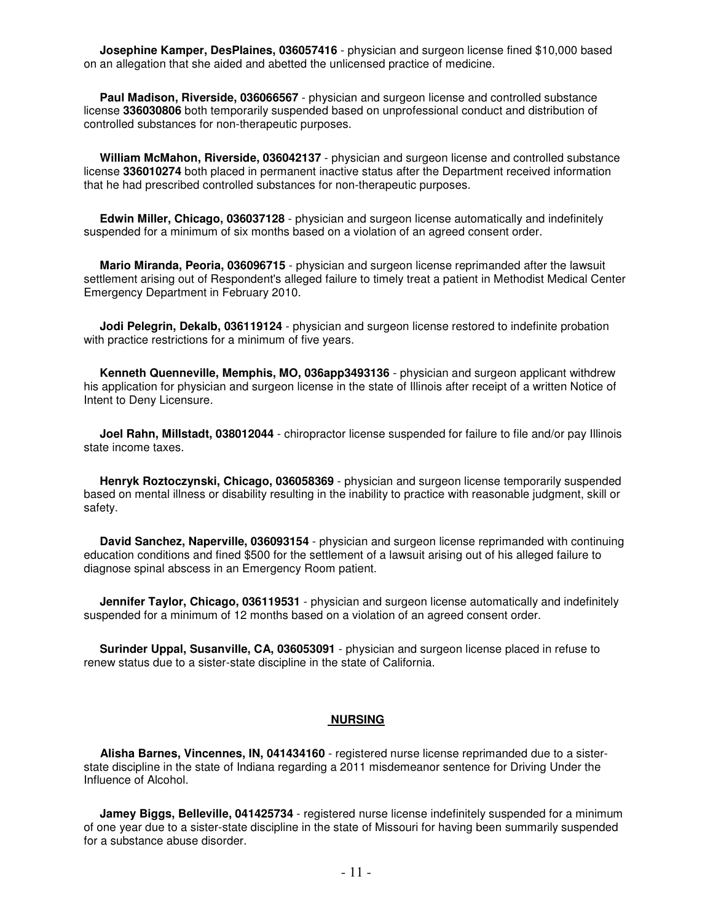**Josephine Kamper, DesPlaines, 036057416** - physician and surgeon license fined $10,000 based on an allegation that she aided and abetted the unlicensed practice of medicine.

**Paul Madison, Riverside, 036066567** - physician and surgeon license and controlled substance license **336030806** both temporarily suspended based on unprofessional conduct and distribution of controlled substances for non-therapeutic purposes.

**William McMahon, Riverside, 036042137** - physician and surgeon license and controlled substance license **336010274** both placed in permanent inactive status after the Department received information that he had prescribed controlled substances for non-therapeutic purposes.

**Edwin Miller, Chicago, 036037128** - physician and surgeon license automatically and indefinitely suspended for a minimum of six months based on a violation of an agreed consent order.

**Mario Miranda, Peoria, 036096715** - physician and surgeon license reprimanded after the lawsuit settlement arising out of Respondent's alleged failure to timely treat a patient in Methodist Medical Center Emergency Department in February 2010.

**Jodi Pelegrin, Dekalb, 036119124** - physician and surgeon license restored to indefinite probation with practice restrictions for a minimum of five years.

**Kenneth Quenneville, Memphis, MO, 036app3493136** - physician and surgeon applicant withdrew his application for physician and surgeon license in the state of Illinois after receipt of a written Notice of Intent to Deny Licensure.

**Joel Rahn, Millstadt, 038012044** - chiropractor license suspended for failure to file and/or pay Illinois state income taxes.

**Henryk Roztoczynski, Chicago, 036058369** - physician and surgeon license temporarily suspended based on mental illness or disability resulting in the inability to practice with reasonable judgment, skill or safety.

**David Sanchez, Naperville, 036093154** - physician and surgeon license reprimanded with continuing education conditions and fined $500 for the settlement of a lawsuit arising out of his alleged failure to diagnose spinal abscess in an Emergency Room patient.

**Jennifer Taylor, Chicago, 036119531** - physician and surgeon license automatically and indefinitely suspended for a minimum of 12 months based on a violation of an agreed consent order.

**Surinder Uppal, Susanville, CA, 036053091** - physician and surgeon license placed in refuse to renew status due to a sister-state discipline in the state of California.

## NURSING

**Alisha Barnes, Vincennes, IN, 041434160** - registered nurse license reprimanded due to a sister-state discipline in the state of Indiana regarding a 2011 misdemeanor sentence for Driving Under the Influence of Alcohol.

**Jamey Biggs, Belleville, 041425734** - registered nurse license indefinitely suspended for a minimum of one year due to a sister-state discipline in the state of Missouri for having been summarily suspended for a substance abuse disorder.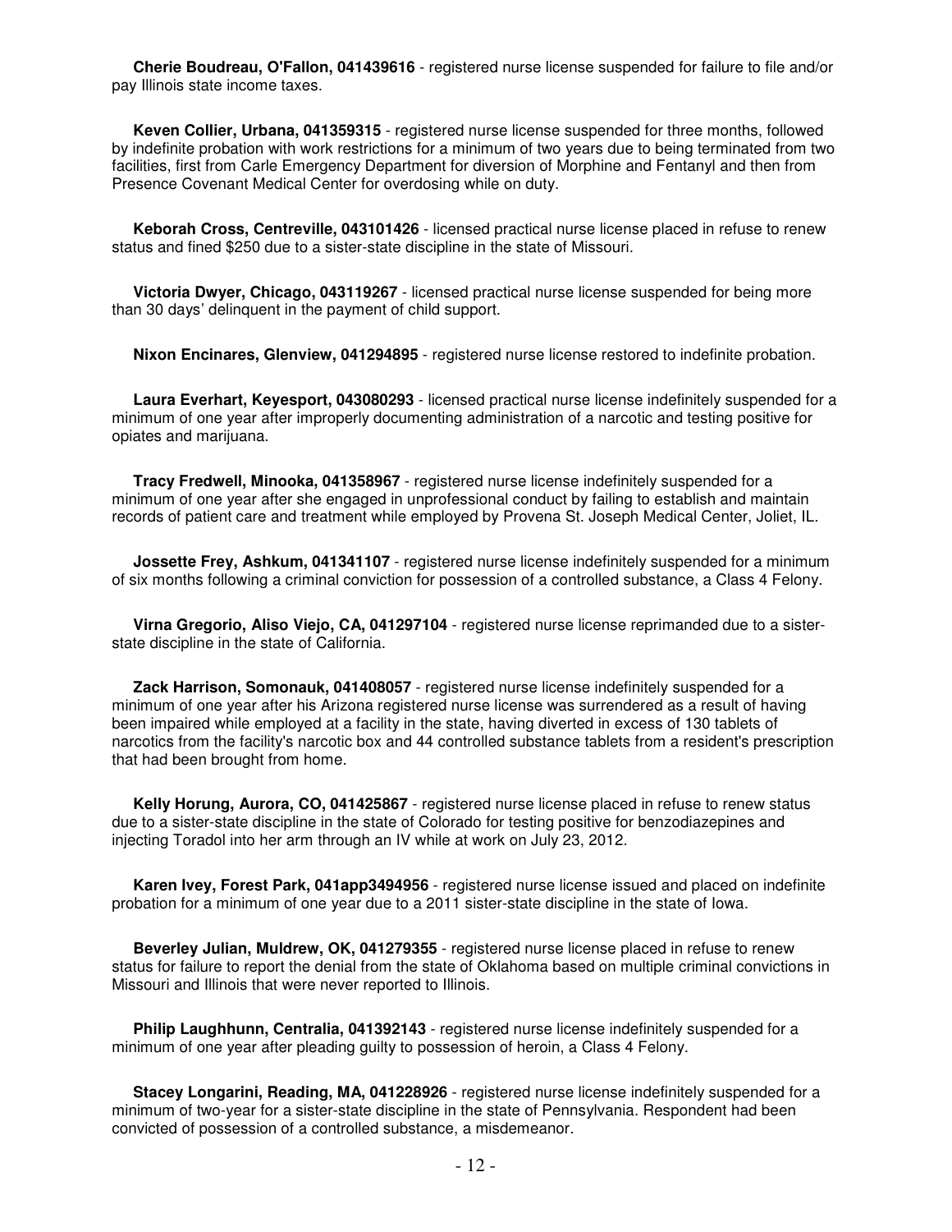**Cherie Boudreau, O'Fallon, 041439616** - registered nurse license suspended for failure to file and/or pay Illinois state income taxes.

**Keven Collier, Urbana, 041359315** - registered nurse license suspended for three months, followed by indefinite probation with work restrictions for a minimum of two years due to being terminated from two facilities, first from Carle Emergency Department for diversion of Morphine and Fentanyl and then from Presence Covenant Medical Center for overdosing while on duty.

**Keborah Cross, Centreville, 043101426** - licensed practical nurse license placed in refuse to renew status and fined $250 due to a sister-state discipline in the state of Missouri.

**Victoria Dwyer, Chicago, 043119267** - licensed practical nurse license suspended for being more than 30 days' delinquent in the payment of child support.

**Nixon Encinares, Glenview, 041294895** - registered nurse license restored to indefinite probation.

**Laura Everhart, Keyesport, 043080293** - licensed practical nurse license indefinitely suspended for a minimum of one year after improperly documenting administration of a narcotic and testing positive for opiates and marijuana.

**Tracy Fredwell, Minooka, 041358967** - registered nurse license indefinitely suspended for a minimum of one year after she engaged in unprofessional conduct by failing to establish and maintain records of patient care and treatment while employed by Provena St. Joseph Medical Center, Joliet, IL.

**Jossette Frey, Ashkum, 041341107** - registered nurse license indefinitely suspended for a minimum of six months following a criminal conviction for possession of a controlled substance, a Class 4 Felony.

**Virna Gregorio, Aliso Viejo, CA, 041297104** - registered nurse license reprimanded due to a sister-state discipline in the state of California.

**Zack Harrison, Somonauk, 041408057** - registered nurse license indefinitely suspended for a minimum of one year after his Arizona registered nurse license was surrendered as a result of having been impaired while employed at a facility in the state, having diverted in excess of 130 tablets of narcotics from the facility's narcotic box and 44 controlled substance tablets from a resident's prescription that had been brought from home.

**Kelly Horung, Aurora, CO, 041425867** - registered nurse license placed in refuse to renew status due to a sister-state discipline in the state of Colorado for testing positive for benzodiazepines and injecting Toradol into her arm through an IV while at work on July 23, 2012.

**Karen Ivey, Forest Park, 041app3494956** - registered nurse license issued and placed on indefinite probation for a minimum of one year due to a 2011 sister-state discipline in the state of Iowa.

**Beverley Julian, Muldrew, OK, 041279355** - registered nurse license placed in refuse to renew status for failure to report the denial from the state of Oklahoma based on multiple criminal convictions in Missouri and Illinois that were never reported to Illinois.

**Philip Laughhunn, Centralia, 041392143** - registered nurse license indefinitely suspended for a minimum of one year after pleading guilty to possession of heroin, a Class 4 Felony.

**Stacey Longarini, Reading, MA, 041228926** - registered nurse license indefinitely suspended for a minimum of two-year for a sister-state discipline in the state of Pennsylvania. Respondent had been convicted of possession of a controlled substance, a misdemeanor.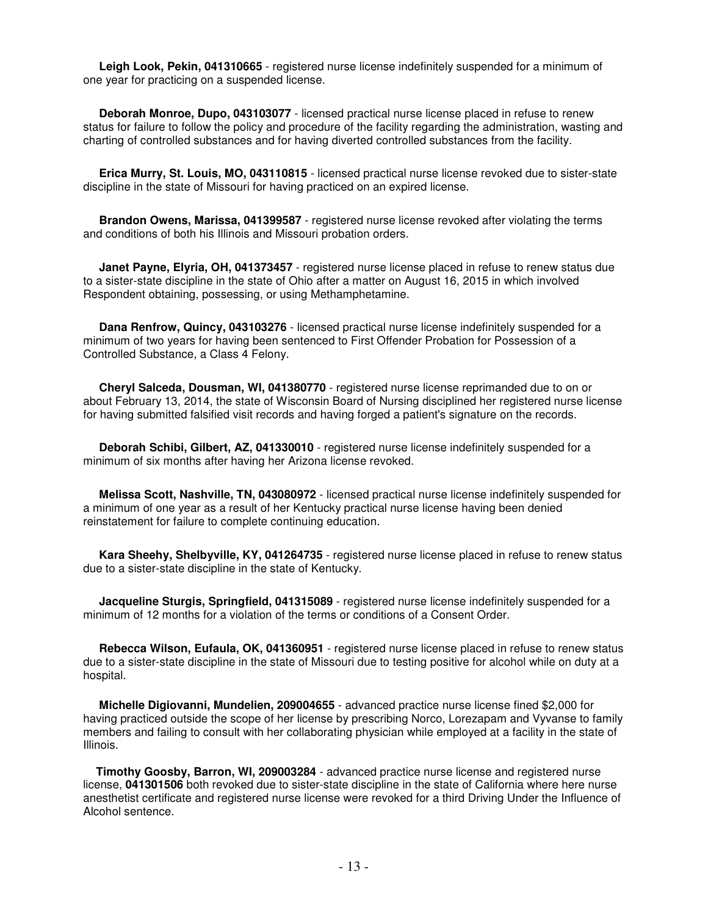**Leigh Look, Pekin, 041310665** - registered nurse license indefinitely suspended for a minimum of one year for practicing on a suspended license.

**Deborah Monroe, Dupo, 043103077** - licensed practical nurse license placed in refuse to renew status for failure to follow the policy and procedure of the facility regarding the administration, wasting and charting of controlled substances and for having diverted controlled substances from the facility.

**Erica Murry, St. Louis, MO, 043110815** - licensed practical nurse license revoked due to sister-state discipline in the state of Missouri for having practiced on an expired license.

**Brandon Owens, Marissa, 041399587** - registered nurse license revoked after violating the terms and conditions of both his Illinois and Missouri probation orders.

**Janet Payne, Elyria, OH, 041373457** - registered nurse license placed in refuse to renew status due to a sister-state discipline in the state of Ohio after a matter on August 16, 2015 in which involved Respondent obtaining, possessing, or using Methamphetamine.

**Dana Renfrow, Quincy, 043103276** - licensed practical nurse license indefinitely suspended for a minimum of two years for having been sentenced to First Offender Probation for Possession of a Controlled Substance, a Class 4 Felony.

**Cheryl Salceda, Dousman, WI, 041380770** - registered nurse license reprimanded due to on or about February 13, 2014, the state of Wisconsin Board of Nursing disciplined her registered nurse license for having submitted falsified visit records and having forged a patient's signature on the records.

**Deborah Schibi, Gilbert, AZ, 041330010** - registered nurse license indefinitely suspended for a minimum of six months after having her Arizona license revoked.

**Melissa Scott, Nashville, TN, 043080972** - licensed practical nurse license indefinitely suspended for a minimum of one year as a result of her Kentucky practical nurse license having been denied reinstatement for failure to complete continuing education.

**Kara Sheehy, Shelbyville, KY, 041264735** - registered nurse license placed in refuse to renew status due to a sister-state discipline in the state of Kentucky.

**Jacqueline Sturgis, Springfield, 041315089** - registered nurse license indefinitely suspended for a minimum of 12 months for a violation of the terms or conditions of a Consent Order.

**Rebecca Wilson, Eufaula, OK, 041360951** - registered nurse license placed in refuse to renew status due to a sister-state discipline in the state of Missouri due to testing positive for alcohol while on duty at a hospital.

**Michelle Digiovanni, Mundelien, 209004655** - advanced practice nurse license fined $2,000 for having practiced outside the scope of her license by prescribing Norco, Lorezapam and Vyvanse to family members and failing to consult with her collaborating physician while employed at a facility in the state of Illinois.

**Timothy Goosby, Barron, WI, 209003284** - advanced practice nurse license and registered nurse license, **041301506** both revoked due to sister-state discipline in the state of California where here nurse anesthetist certificate and registered nurse license were revoked for a third Driving Under the Influence of Alcohol sentence.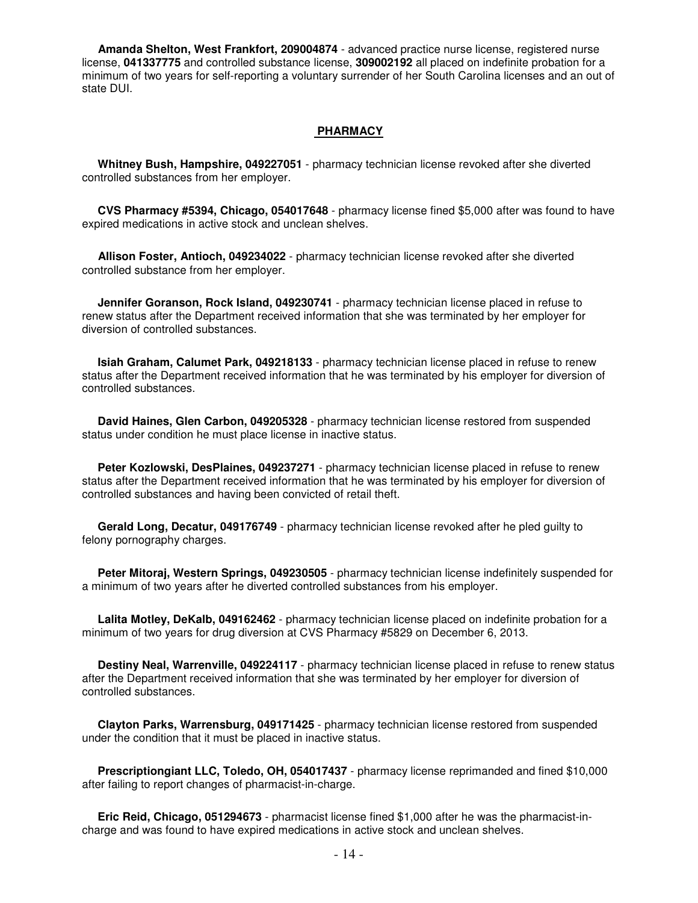**Amanda Shelton, West Frankfort, 209004874** - advanced practice nurse license, registered nurse license, **041337775** and controlled substance license, **309002192** all placed on indefinite probation for a minimum of two years for self-reporting a voluntary surrender of her South Carolina licenses and an out of state DUI.

## PHARMACY

**Whitney Bush, Hampshire, 049227051** - pharmacy technician license revoked after she diverted controlled substances from her employer.

**CVS Pharmacy #5394, Chicago, 054017648** - pharmacy license fined $5,000 after was found to have expired medications in active stock and unclean shelves.

**Allison Foster, Antioch, 049234022** - pharmacy technician license revoked after she diverted controlled substance from her employer.

**Jennifer Goranson, Rock Island, 049230741** - pharmacy technician license placed in refuse to renew status after the Department received information that she was terminated by her employer for diversion of controlled substances.

**Isiah Graham, Calumet Park, 049218133** - pharmacy technician license placed in refuse to renew status after the Department received information that he was terminated by his employer for diversion of controlled substances.

**David Haines, Glen Carbon, 049205328** - pharmacy technician license restored from suspended status under condition he must place license in inactive status.

**Peter Kozlowski, DesPlaines, 049237271** - pharmacy technician license placed in refuse to renew status after the Department received information that he was terminated by his employer for diversion of controlled substances and having been convicted of retail theft.

**Gerald Long, Decatur, 049176749** - pharmacy technician license revoked after he pled guilty to felony pornography charges.

**Peter Mitoraj, Western Springs, 049230505** - pharmacy technician license indefinitely suspended for a minimum of two years after he diverted controlled substances from his employer.

**Lalita Motley, DeKalb, 049162462** - pharmacy technician license placed on indefinite probation for a minimum of two years for drug diversion at CVS Pharmacy #5829 on December 6, 2013.

**Destiny Neal, Warrenville, 049224117** - pharmacy technician license placed in refuse to renew status after the Department received information that she was terminated by her employer for diversion of controlled substances.

**Clayton Parks, Warrensburg, 049171425** - pharmacy technician license restored from suspended under the condition that it must be placed in inactive status.

**Prescriptiongiant LLC, Toledo, OH, 054017437** - pharmacy license reprimanded and fined $10,000 after failing to report changes of pharmacist-in-charge.

**Eric Reid, Chicago, 051294673** - pharmacist license fined $1,000 after he was the pharmacist-in-charge and was found to have expired medications in active stock and unclean shelves.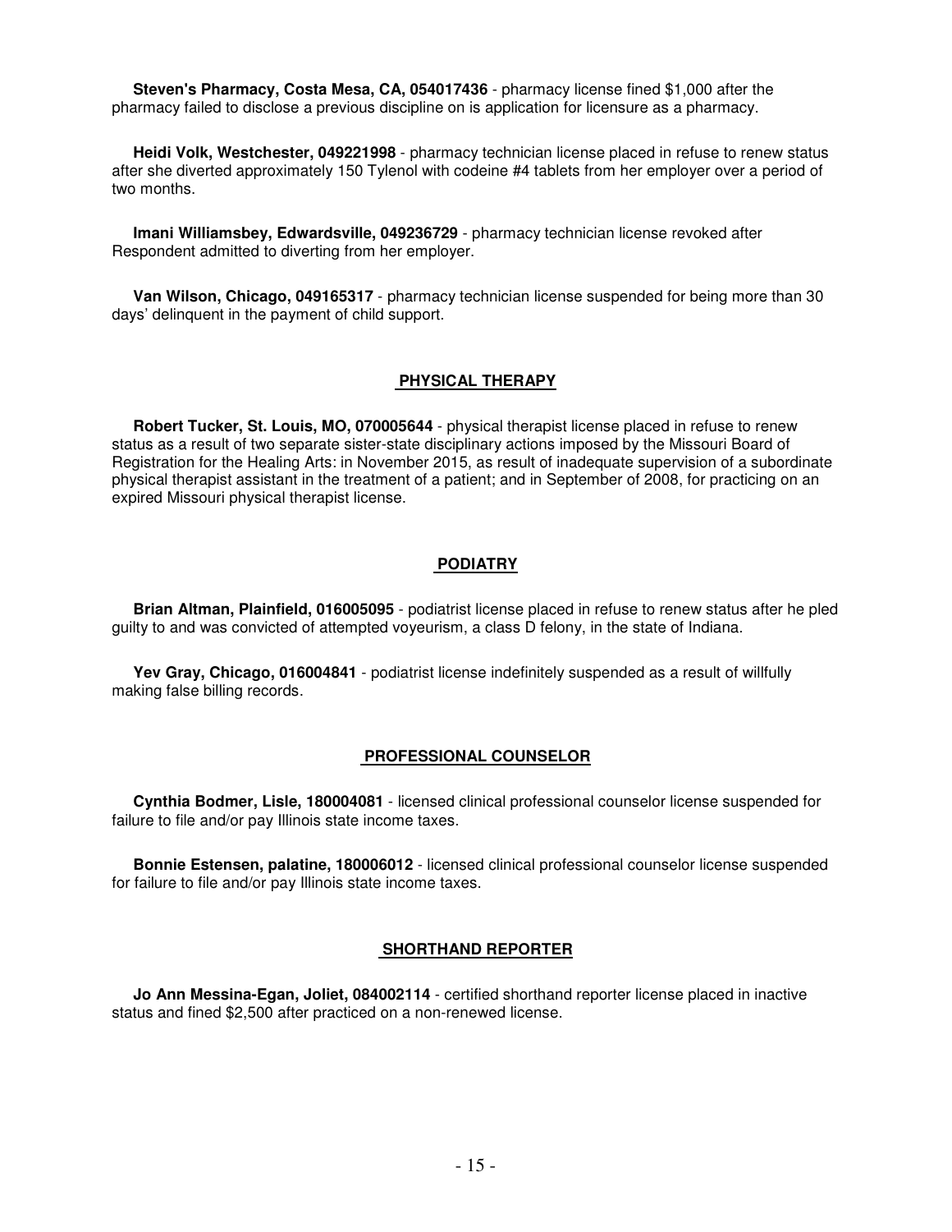**Steven's Pharmacy, Costa Mesa, CA, 054017436** - pharmacy license fined $1,000 after the pharmacy failed to disclose a previous discipline on is application for licensure as a pharmacy.

**Heidi Volk, Westchester, 049221998** - pharmacy technician license placed in refuse to renew status after she diverted approximately 150 Tylenol with codeine #4 tablets from her employer over a period of two months.

**Imani Williamsbey, Edwardsville, 049236729** - pharmacy technician license revoked after Respondent admitted to diverting from her employer.

**Van Wilson, Chicago, 049165317** - pharmacy technician license suspended for being more than 30 days' delinquent in the payment of child support.

## PHYSICAL THERAPY

**Robert Tucker, St. Louis, MO, 070005644** - physical therapist license placed in refuse to renew status as a result of two separate sister-state disciplinary actions imposed by the Missouri Board of Registration for the Healing Arts: in November 2015, as result of inadequate supervision of a subordinate physical therapist assistant in the treatment of a patient; and in September of 2008, for practicing on an expired Missouri physical therapist license.

## PODIATRY

**Brian Altman, Plainfield, 016005095** - podiatrist license placed in refuse to renew status after he pled guilty to and was convicted of attempted voyeurism, a class D felony, in the state of Indiana.

**Yev Gray, Chicago, 016004841** - podiatrist license indefinitely suspended as a result of willfully making false billing records.

## PROFESSIONAL COUNSELOR

**Cynthia Bodmer, Lisle, 180004081** - licensed clinical professional counselor license suspended for failure to file and/or pay Illinois state income taxes.

**Bonnie Estensen, palatine, 180006012** - licensed clinical professional counselor license suspended for failure to file and/or pay Illinois state income taxes.

## SHORTHAND REPORTER

**Jo Ann Messina-Egan, Joliet, 084002114** - certified shorthand reporter license placed in inactive status and fined $2,500 after practiced on a non-renewed license.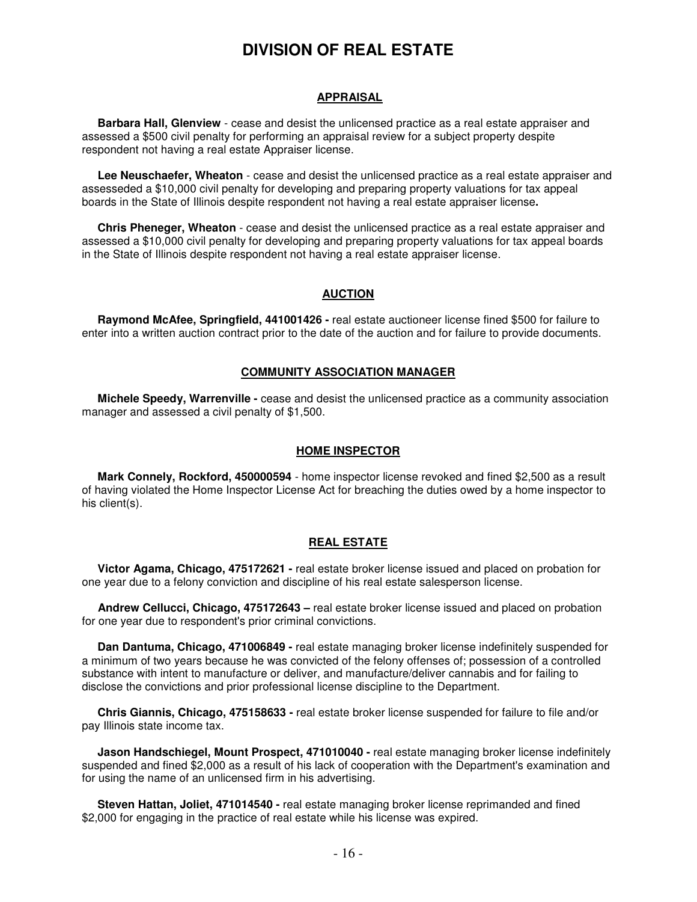# DIVISION OF REAL ESTATE

## APPRAISAL

**Barbara Hall, Glenview** - cease and desist the unlicensed practice as a real estate appraiser and assessed a $500 civil penalty for performing an appraisal review for a subject property despite respondent not having a real estate Appraiser license.

**Lee Neuschaefer, Wheaton** - cease and desist the unlicensed practice as a real estate appraiser and assesseded a $10,000 civil penalty for developing and preparing property valuations for tax appeal boards in the State of Illinois despite respondent not having a real estate appraiser license**.**

**Chris Pheneger, Wheaton** - cease and desist the unlicensed practice as a real estate appraiser and assessed a $10,000 civil penalty for developing and preparing property valuations for tax appeal boards in the State of Illinois despite respondent not having a real estate appraiser license.

## AUCTION

**Raymond McAfee, Springfield, 441001426 -** real estate auctioneer license fined $500 for failure to enter into a written auction contract prior to the date of the auction and for failure to provide documents.

## COMMUNITY ASSOCIATION MANAGER

**Michele Speedy, Warrenville -** cease and desist the unlicensed practice as a community association manager and assessed a civil penalty of $1,500.

## HOME INSPECTOR

**Mark Connely, Rockford, 450000594** - home inspector license revoked and fined $2,500 as a result of having violated the Home Inspector License Act for breaching the duties owed by a home inspector to his client(s).

## REAL ESTATE

**Victor Agama, Chicago, 475172621 -** real estate broker license issued and placed on probation for one year due to a felony conviction and discipline of his real estate salesperson license.

**Andrew Cellucci, Chicago, 475172643 –** real estate broker license issued and placed on probation for one year due to respondent's prior criminal convictions.

**Dan Dantuma, Chicago, 471006849 -** real estate managing broker license indefinitely suspended for a minimum of two years because he was convicted of the felony offenses of; possession of a controlled substance with intent to manufacture or deliver, and manufacture/deliver cannabis and for failing to disclose the convictions and prior professional license discipline to the Department.

**Chris Giannis, Chicago, 475158633 -** real estate broker license suspended for failure to file and/or pay Illinois state income tax.

**Jason Handschiegel, Mount Prospect, 471010040 -** real estate managing broker license indefinitely suspended and fined $2,000 as a result of his lack of cooperation with the Department's examination and for using the name of an unlicensed firm in his advertising.

**Steven Hattan, Joliet, 471014540 -** real estate managing broker license reprimanded and fined $2,000 for engaging in the practice of real estate while his license was expired.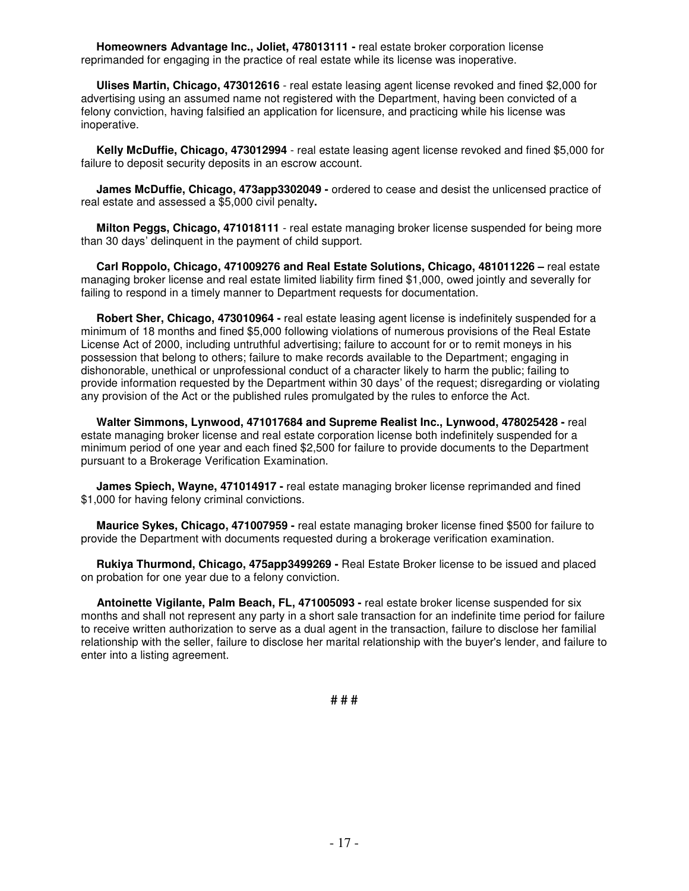**Homeowners Advantage Inc., Joliet, 478013111 -** real estate broker corporation license reprimanded for engaging in the practice of real estate while its license was inoperative.

**Ulises Martin, Chicago, 473012616** - real estate leasing agent license revoked and fined $2,000 for advertising using an assumed name not registered with the Department, having been convicted of a felony conviction, having falsified an application for licensure, and practicing while his license was inoperative.

**Kelly McDuffie, Chicago, 473012994** - real estate leasing agent license revoked and fined $5,000 for failure to deposit security deposits in an escrow account.

**James McDuffie, Chicago, 473app3302049 -** ordered to cease and desist the unlicensed practice of real estate and assessed a $5,000 civil penalty**.**

**Milton Peggs, Chicago, 471018111** - real estate managing broker license suspended for being more than 30 days' delinquent in the payment of child support.

**Carl Roppolo, Chicago, 471009276 and Real Estate Solutions, Chicago, 481011226 –** real estate managing broker license and real estate limited liability firm fined $1,000, owed jointly and severally for failing to respond in a timely manner to Department requests for documentation.

**Robert Sher, Chicago, 473010964 -** real estate leasing agent license is indefinitely suspended for a minimum of 18 months and fined $5,000 following violations of numerous provisions of the Real Estate License Act of 2000, including untruthful advertising; failure to account for or to remit moneys in his possession that belong to others; failure to make records available to the Department; engaging in dishonorable, unethical or unprofessional conduct of a character likely to harm the public; failing to provide information requested by the Department within 30 days' of the request; disregarding or violating any provision of the Act or the published rules promulgated by the rules to enforce the Act.

**Walter Simmons, Lynwood, 471017684 and Supreme Realist Inc., Lynwood, 478025428 -** real estate managing broker license and real estate corporation license both indefinitely suspended for a minimum period of one year and each fined $2,500 for failure to provide documents to the Department pursuant to a Brokerage Verification Examination.

**James Spiech, Wayne, 471014917 -** real estate managing broker license reprimanded and fined $1,000 for having felony criminal convictions.

**Maurice Sykes, Chicago, 471007959 -** real estate managing broker license fined $500 for failure to provide the Department with documents requested during a brokerage verification examination.

**Rukiya Thurmond, Chicago, 475app3499269 -** Real Estate Broker license to be issued and placed on probation for one year due to a felony conviction.

**Antoinette Vigilante, Palm Beach, FL, 471005093 -** real estate broker license suspended for six months and shall not represent any party in a short sale transaction for an indefinite time period for failure to receive written authorization to serve as a dual agent in the transaction, failure to disclose her familial relationship with the seller, failure to disclose her marital relationship with the buyer's lender, and failure to enter into a listing agreement.

# # #